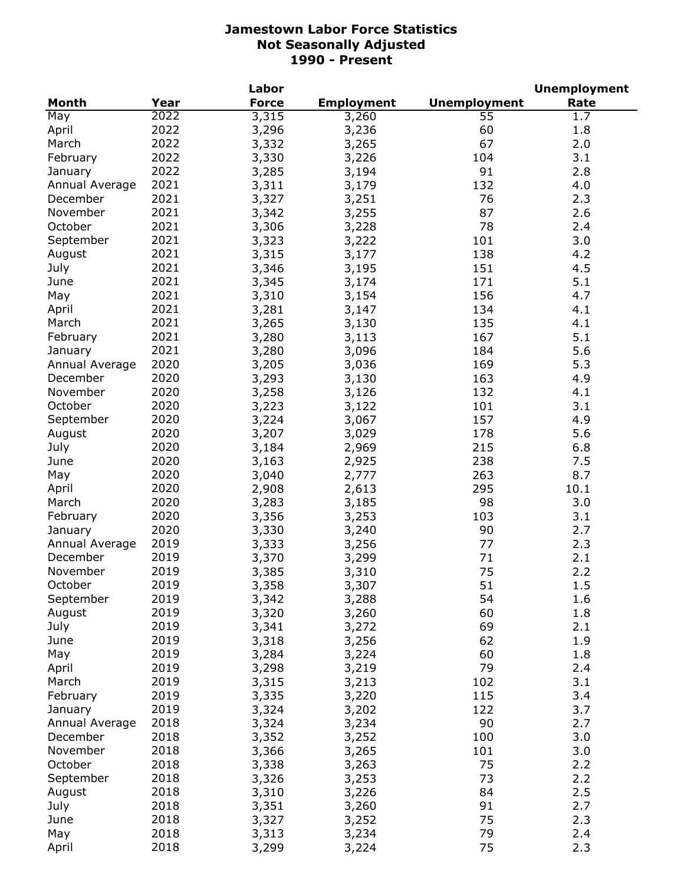# Jamestown Labor Force Statistics
## Not Seasonally Adjusted
## 1990 - Present

| Month | Year | Labor Force | Employment | Unemployment | Unemployment Rate |
|---|---|---|---|---|---|
| May | 2022 | 3,315 | 3,260 | 55 | 1.7 |
| April | 2022 | 3,296 | 3,236 | 60 | 1.8 |
| March | 2022 | 3,332 | 3,265 | 67 | 2.0 |
| February | 2022 | 3,330 | 3,226 | 104 | 3.1 |
| January | 2022 | 3,285 | 3,194 | 91 | 2.8 |
| Annual Average | 2021 | 3,311 | 3,179 | 132 | 4.0 |
| December | 2021 | 3,327 | 3,251 | 76 | 2.3 |
| November | 2021 | 3,342 | 3,255 | 87 | 2.6 |
| October | 2021 | 3,306 | 3,228 | 78 | 2.4 |
| September | 2021 | 3,323 | 3,222 | 101 | 3.0 |
| August | 2021 | 3,315 | 3,177 | 138 | 4.2 |
| July | 2021 | 3,346 | 3,195 | 151 | 4.5 |
| June | 2021 | 3,345 | 3,174 | 171 | 5.1 |
| May | 2021 | 3,310 | 3,154 | 156 | 4.7 |
| April | 2021 | 3,281 | 3,147 | 134 | 4.1 |
| March | 2021 | 3,265 | 3,130 | 135 | 4.1 |
| February | 2021 | 3,280 | 3,113 | 167 | 5.1 |
| January | 2021 | 3,280 | 3,096 | 184 | 5.6 |
| Annual Average | 2020 | 3,205 | 3,036 | 169 | 5.3 |
| December | 2020 | 3,293 | 3,130 | 163 | 4.9 |
| November | 2020 | 3,258 | 3,126 | 132 | 4.1 |
| October | 2020 | 3,223 | 3,122 | 101 | 3.1 |
| September | 2020 | 3,224 | 3,067 | 157 | 4.9 |
| August | 2020 | 3,207 | 3,029 | 178 | 5.6 |
| July | 2020 | 3,184 | 2,969 | 215 | 6.8 |
| June | 2020 | 3,163 | 2,925 | 238 | 7.5 |
| May | 2020 | 3,040 | 2,777 | 263 | 8.7 |
| April | 2020 | 2,908 | 2,613 | 295 | 10.1 |
| March | 2020 | 3,283 | 3,185 | 98 | 3.0 |
| February | 2020 | 3,356 | 3,253 | 103 | 3.1 |
| January | 2020 | 3,330 | 3,240 | 90 | 2.7 |
| Annual Average | 2019 | 3,333 | 3,256 | 77 | 2.3 |
| December | 2019 | 3,370 | 3,299 | 71 | 2.1 |
| November | 2019 | 3,385 | 3,310 | 75 | 2.2 |
| October | 2019 | 3,358 | 3,307 | 51 | 1.5 |
| September | 2019 | 3,342 | 3,288 | 54 | 1.6 |
| August | 2019 | 3,320 | 3,260 | 60 | 1.8 |
| July | 2019 | 3,341 | 3,272 | 69 | 2.1 |
| June | 2019 | 3,318 | 3,256 | 62 | 1.9 |
| May | 2019 | 3,284 | 3,224 | 60 | 1.8 |
| April | 2019 | 3,298 | 3,219 | 79 | 2.4 |
| March | 2019 | 3,315 | 3,213 | 102 | 3.1 |
| February | 2019 | 3,335 | 3,220 | 115 | 3.4 |
| January | 2019 | 3,324 | 3,202 | 122 | 3.7 |
| Annual Average | 2018 | 3,324 | 3,234 | 90 | 2.7 |
| December | 2018 | 3,352 | 3,252 | 100 | 3.0 |
| November | 2018 | 3,366 | 3,265 | 101 | 3.0 |
| October | 2018 | 3,338 | 3,263 | 75 | 2.2 |
| September | 2018 | 3,326 | 3,253 | 73 | 2.2 |
| August | 2018 | 3,310 | 3,226 | 84 | 2.5 |
| July | 2018 | 3,351 | 3,260 | 91 | 2.7 |
| June | 2018 | 3,327 | 3,252 | 75 | 2.3 |
| May | 2018 | 3,313 | 3,234 | 79 | 2.4 |
| April | 2018 | 3,299 | 3,224 | 75 | 2.3 |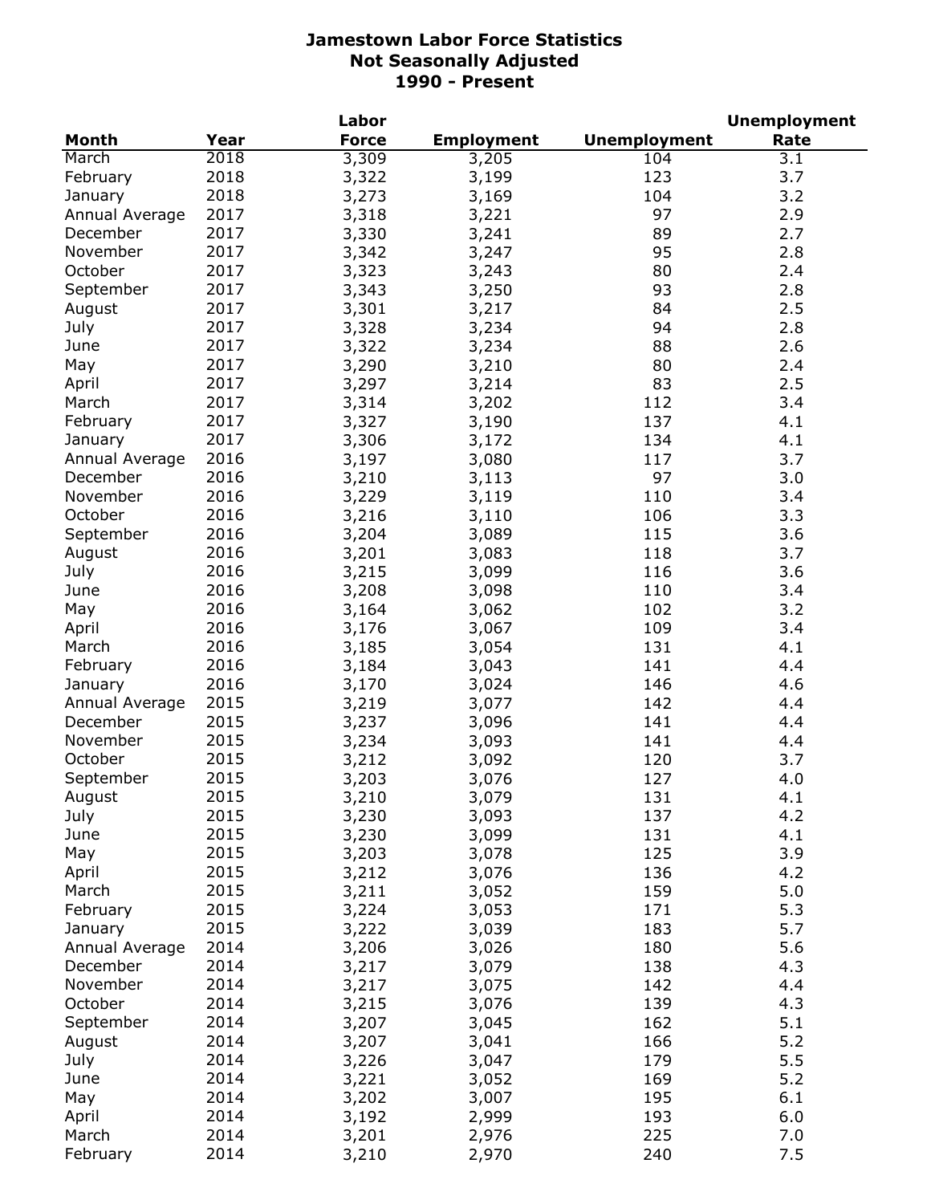# Jamestown Labor Force Statistics
## Not Seasonally Adjusted
## 1990 - Present

| Month | Year | Labor Force | Employment | Unemployment | Unemployment Rate |
|---|---|---|---|---|---|
| March | 2018 | 3,309 | 3,205 | 104 | 3.1 |
| February | 2018 | 3,322 | 3,199 | 123 | 3.7 |
| January | 2018 | 3,273 | 3,169 | 104 | 3.2 |
| Annual Average | 2017 | 3,318 | 3,221 | 97 | 2.9 |
| December | 2017 | 3,330 | 3,241 | 89 | 2.7 |
| November | 2017 | 3,342 | 3,247 | 95 | 2.8 |
| October | 2017 | 3,323 | 3,243 | 80 | 2.4 |
| September | 2017 | 3,343 | 3,250 | 93 | 2.8 |
| August | 2017 | 3,301 | 3,217 | 84 | 2.5 |
| July | 2017 | 3,328 | 3,234 | 94 | 2.8 |
| June | 2017 | 3,322 | 3,234 | 88 | 2.6 |
| May | 2017 | 3,290 | 3,210 | 80 | 2.4 |
| April | 2017 | 3,297 | 3,214 | 83 | 2.5 |
| March | 2017 | 3,314 | 3,202 | 112 | 3.4 |
| February | 2017 | 3,327 | 3,190 | 137 | 4.1 |
| January | 2017 | 3,306 | 3,172 | 134 | 4.1 |
| Annual Average | 2016 | 3,197 | 3,080 | 117 | 3.7 |
| December | 2016 | 3,210 | 3,113 | 97 | 3.0 |
| November | 2016 | 3,229 | 3,119 | 110 | 3.4 |
| October | 2016 | 3,216 | 3,110 | 106 | 3.3 |
| September | 2016 | 3,204 | 3,089 | 115 | 3.6 |
| August | 2016 | 3,201 | 3,083 | 118 | 3.7 |
| July | 2016 | 3,215 | 3,099 | 116 | 3.6 |
| June | 2016 | 3,208 | 3,098 | 110 | 3.4 |
| May | 2016 | 3,164 | 3,062 | 102 | 3.2 |
| April | 2016 | 3,176 | 3,067 | 109 | 3.4 |
| March | 2016 | 3,185 | 3,054 | 131 | 4.1 |
| February | 2016 | 3,184 | 3,043 | 141 | 4.4 |
| January | 2016 | 3,170 | 3,024 | 146 | 4.6 |
| Annual Average | 2015 | 3,219 | 3,077 | 142 | 4.4 |
| December | 2015 | 3,237 | 3,096 | 141 | 4.4 |
| November | 2015 | 3,234 | 3,093 | 141 | 4.4 |
| October | 2015 | 3,212 | 3,092 | 120 | 3.7 |
| September | 2015 | 3,203 | 3,076 | 127 | 4.0 |
| August | 2015 | 3,210 | 3,079 | 131 | 4.1 |
| July | 2015 | 3,230 | 3,093 | 137 | 4.2 |
| June | 2015 | 3,230 | 3,099 | 131 | 4.1 |
| May | 2015 | 3,203 | 3,078 | 125 | 3.9 |
| April | 2015 | 3,212 | 3,076 | 136 | 4.2 |
| March | 2015 | 3,211 | 3,052 | 159 | 5.0 |
| February | 2015 | 3,224 | 3,053 | 171 | 5.3 |
| January | 2015 | 3,222 | 3,039 | 183 | 5.7 |
| Annual Average | 2014 | 3,206 | 3,026 | 180 | 5.6 |
| December | 2014 | 3,217 | 3,079 | 138 | 4.3 |
| November | 2014 | 3,217 | 3,075 | 142 | 4.4 |
| October | 2014 | 3,215 | 3,076 | 139 | 4.3 |
| September | 2014 | 3,207 | 3,045 | 162 | 5.1 |
| August | 2014 | 3,207 | 3,041 | 166 | 5.2 |
| July | 2014 | 3,226 | 3,047 | 179 | 5.5 |
| June | 2014 | 3,221 | 3,052 | 169 | 5.2 |
| May | 2014 | 3,202 | 3,007 | 195 | 6.1 |
| April | 2014 | 3,192 | 2,999 | 193 | 6.0 |
| March | 2014 | 3,201 | 2,976 | 225 | 7.0 |
| February | 2014 | 3,210 | 2,970 | 240 | 7.5 |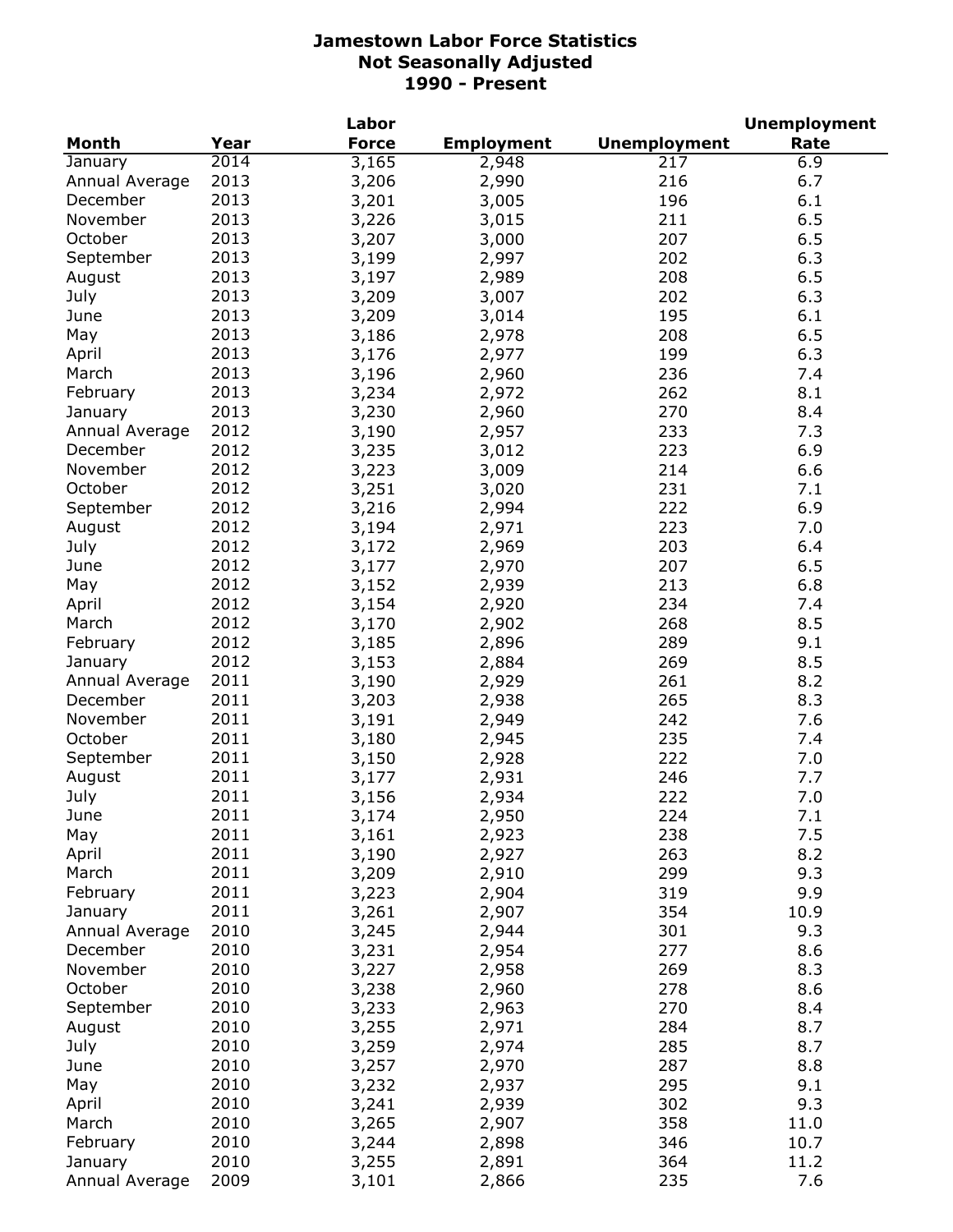# Jamestown Labor Force Statistics
## Not Seasonally Adjusted
## 1990 - Present

| Month | Year | Labor Force | Employment | Unemployment | Unemployment Rate |
|---|---|---|---|---|---|
| January | 2014 | 3,165 | 2,948 | 217 | 6.9 |
| Annual Average | 2013 | 3,206 | 2,990 | 216 | 6.7 |
| December | 2013 | 3,201 | 3,005 | 196 | 6.1 |
| November | 2013 | 3,226 | 3,015 | 211 | 6.5 |
| October | 2013 | 3,207 | 3,000 | 207 | 6.5 |
| September | 2013 | 3,199 | 2,997 | 202 | 6.3 |
| August | 2013 | 3,197 | 2,989 | 208 | 6.5 |
| July | 2013 | 3,209 | 3,007 | 202 | 6.3 |
| June | 2013 | 3,209 | 3,014 | 195 | 6.1 |
| May | 2013 | 3,186 | 2,978 | 208 | 6.5 |
| April | 2013 | 3,176 | 2,977 | 199 | 6.3 |
| March | 2013 | 3,196 | 2,960 | 236 | 7.4 |
| February | 2013 | 3,234 | 2,972 | 262 | 8.1 |
| January | 2013 | 3,230 | 2,960 | 270 | 8.4 |
| Annual Average | 2012 | 3,190 | 2,957 | 233 | 7.3 |
| December | 2012 | 3,235 | 3,012 | 223 | 6.9 |
| November | 2012 | 3,223 | 3,009 | 214 | 6.6 |
| October | 2012 | 3,251 | 3,020 | 231 | 7.1 |
| September | 2012 | 3,216 | 2,994 | 222 | 6.9 |
| August | 2012 | 3,194 | 2,971 | 223 | 7.0 |
| July | 2012 | 3,172 | 2,969 | 203 | 6.4 |
| June | 2012 | 3,177 | 2,970 | 207 | 6.5 |
| May | 2012 | 3,152 | 2,939 | 213 | 6.8 |
| April | 2012 | 3,154 | 2,920 | 234 | 7.4 |
| March | 2012 | 3,170 | 2,902 | 268 | 8.5 |
| February | 2012 | 3,185 | 2,896 | 289 | 9.1 |
| January | 2012 | 3,153 | 2,884 | 269 | 8.5 |
| Annual Average | 2011 | 3,190 | 2,929 | 261 | 8.2 |
| December | 2011 | 3,203 | 2,938 | 265 | 8.3 |
| November | 2011 | 3,191 | 2,949 | 242 | 7.6 |
| October | 2011 | 3,180 | 2,945 | 235 | 7.4 |
| September | 2011 | 3,150 | 2,928 | 222 | 7.0 |
| August | 2011 | 3,177 | 2,931 | 246 | 7.7 |
| July | 2011 | 3,156 | 2,934 | 222 | 7.0 |
| June | 2011 | 3,174 | 2,950 | 224 | 7.1 |
| May | 2011 | 3,161 | 2,923 | 238 | 7.5 |
| April | 2011 | 3,190 | 2,927 | 263 | 8.2 |
| March | 2011 | 3,209 | 2,910 | 299 | 9.3 |
| February | 2011 | 3,223 | 2,904 | 319 | 9.9 |
| January | 2011 | 3,261 | 2,907 | 354 | 10.9 |
| Annual Average | 2010 | 3,245 | 2,944 | 301 | 9.3 |
| December | 2010 | 3,231 | 2,954 | 277 | 8.6 |
| November | 2010 | 3,227 | 2,958 | 269 | 8.3 |
| October | 2010 | 3,238 | 2,960 | 278 | 8.6 |
| September | 2010 | 3,233 | 2,963 | 270 | 8.4 |
| August | 2010 | 3,255 | 2,971 | 284 | 8.7 |
| July | 2010 | 3,259 | 2,974 | 285 | 8.7 |
| June | 2010 | 3,257 | 2,970 | 287 | 8.8 |
| May | 2010 | 3,232 | 2,937 | 295 | 9.1 |
| April | 2010 | 3,241 | 2,939 | 302 | 9.3 |
| March | 2010 | 3,265 | 2,907 | 358 | 11.0 |
| February | 2010 | 3,244 | 2,898 | 346 | 10.7 |
| January | 2010 | 3,255 | 2,891 | 364 | 11.2 |
| Annual Average | 2009 | 3,101 | 2,866 | 235 | 7.6 |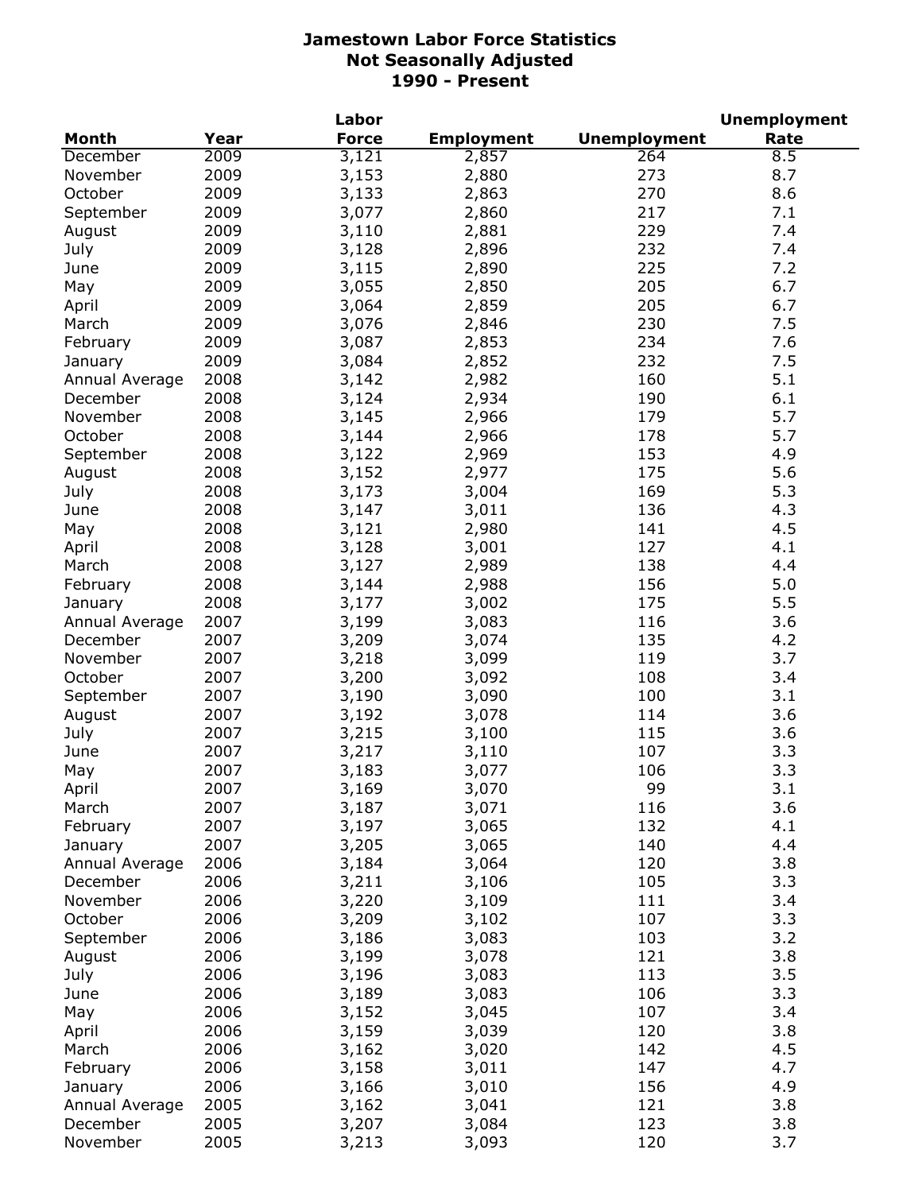# Jamestown Labor Force Statistics
## Not Seasonally Adjusted
## 1990 - Present

| Month | Year | Labor Force | Employment | Unemployment | Unemployment Rate |
|---|---|---|---|---|---|
| December | 2009 | 3,121 | 2,857 | 264 | 8.5 |
| November | 2009 | 3,153 | 2,880 | 273 | 8.7 |
| October | 2009 | 3,133 | 2,863 | 270 | 8.6 |
| September | 2009 | 3,077 | 2,860 | 217 | 7.1 |
| August | 2009 | 3,110 | 2,881 | 229 | 7.4 |
| July | 2009 | 3,128 | 2,896 | 232 | 7.4 |
| June | 2009 | 3,115 | 2,890 | 225 | 7.2 |
| May | 2009 | 3,055 | 2,850 | 205 | 6.7 |
| April | 2009 | 3,064 | 2,859 | 205 | 6.7 |
| March | 2009 | 3,076 | 2,846 | 230 | 7.5 |
| February | 2009 | 3,087 | 2,853 | 234 | 7.6 |
| January | 2009 | 3,084 | 2,852 | 232 | 7.5 |
| Annual Average | 2008 | 3,142 | 2,982 | 160 | 5.1 |
| December | 2008 | 3,124 | 2,934 | 190 | 6.1 |
| November | 2008 | 3,145 | 2,966 | 179 | 5.7 |
| October | 2008 | 3,144 | 2,966 | 178 | 5.7 |
| September | 2008 | 3,122 | 2,969 | 153 | 4.9 |
| August | 2008 | 3,152 | 2,977 | 175 | 5.6 |
| July | 2008 | 3,173 | 3,004 | 169 | 5.3 |
| June | 2008 | 3,147 | 3,011 | 136 | 4.3 |
| May | 2008 | 3,121 | 2,980 | 141 | 4.5 |
| April | 2008 | 3,128 | 3,001 | 127 | 4.1 |
| March | 2008 | 3,127 | 2,989 | 138 | 4.4 |
| February | 2008 | 3,144 | 2,988 | 156 | 5.0 |
| January | 2008 | 3,177 | 3,002 | 175 | 5.5 |
| Annual Average | 2007 | 3,199 | 3,083 | 116 | 3.6 |
| December | 2007 | 3,209 | 3,074 | 135 | 4.2 |
| November | 2007 | 3,218 | 3,099 | 119 | 3.7 |
| October | 2007 | 3,200 | 3,092 | 108 | 3.4 |
| September | 2007 | 3,190 | 3,090 | 100 | 3.1 |
| August | 2007 | 3,192 | 3,078 | 114 | 3.6 |
| July | 2007 | 3,215 | 3,100 | 115 | 3.6 |
| June | 2007 | 3,217 | 3,110 | 107 | 3.3 |
| May | 2007 | 3,183 | 3,077 | 106 | 3.3 |
| April | 2007 | 3,169 | 3,070 | 99 | 3.1 |
| March | 2007 | 3,187 | 3,071 | 116 | 3.6 |
| February | 2007 | 3,197 | 3,065 | 132 | 4.1 |
| January | 2007 | 3,205 | 3,065 | 140 | 4.4 |
| Annual Average | 2006 | 3,184 | 3,064 | 120 | 3.8 |
| December | 2006 | 3,211 | 3,106 | 105 | 3.3 |
| November | 2006 | 3,220 | 3,109 | 111 | 3.4 |
| October | 2006 | 3,209 | 3,102 | 107 | 3.3 |
| September | 2006 | 3,186 | 3,083 | 103 | 3.2 |
| August | 2006 | 3,199 | 3,078 | 121 | 3.8 |
| July | 2006 | 3,196 | 3,083 | 113 | 3.5 |
| June | 2006 | 3,189 | 3,083 | 106 | 3.3 |
| May | 2006 | 3,152 | 3,045 | 107 | 3.4 |
| April | 2006 | 3,159 | 3,039 | 120 | 3.8 |
| March | 2006 | 3,162 | 3,020 | 142 | 4.5 |
| February | 2006 | 3,158 | 3,011 | 147 | 4.7 |
| January | 2006 | 3,166 | 3,010 | 156 | 4.9 |
| Annual Average | 2005 | 3,162 | 3,041 | 121 | 3.8 |
| December | 2005 | 3,207 | 3,084 | 123 | 3.8 |
| November | 2005 | 3,213 | 3,093 | 120 | 3.7 |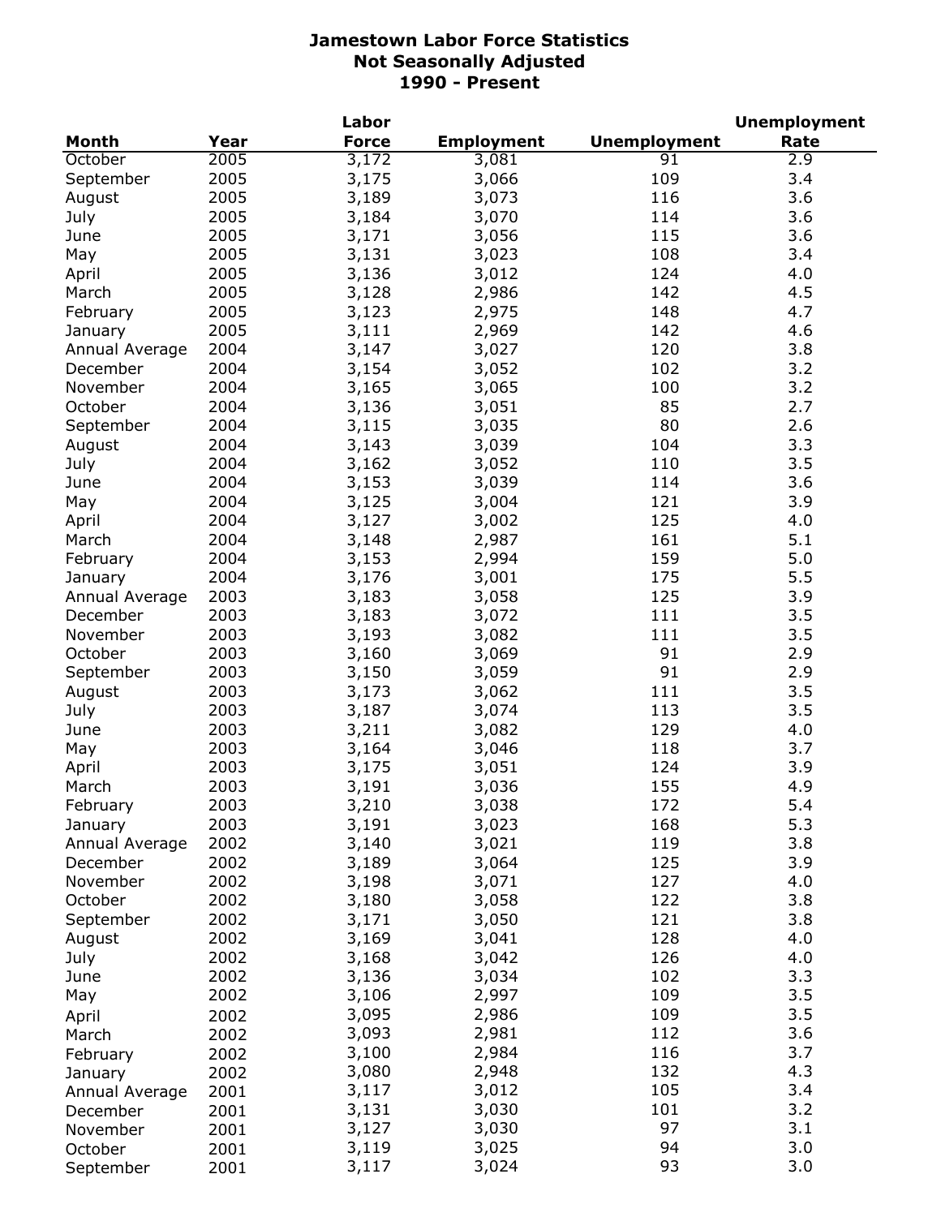# Jamestown Labor Force Statistics
## Not Seasonally Adjusted
## 1990 - Present

| Month | Year | Labor Force | Employment | Unemployment | Unemployment Rate |
|---|---|---|---|---|---|
| October | 2005 | 3,172 | 3,081 | 91 | 2.9 |
| September | 2005 | 3,175 | 3,066 | 109 | 3.4 |
| August | 2005 | 3,189 | 3,073 | 116 | 3.6 |
| July | 2005 | 3,184 | 3,070 | 114 | 3.6 |
| June | 2005 | 3,171 | 3,056 | 115 | 3.6 |
| May | 2005 | 3,131 | 3,023 | 108 | 3.4 |
| April | 2005 | 3,136 | 3,012 | 124 | 4.0 |
| March | 2005 | 3,128 | 2,986 | 142 | 4.5 |
| February | 2005 | 3,123 | 2,975 | 148 | 4.7 |
| January | 2005 | 3,111 | 2,969 | 142 | 4.6 |
| Annual Average | 2004 | 3,147 | 3,027 | 120 | 3.8 |
| December | 2004 | 3,154 | 3,052 | 102 | 3.2 |
| November | 2004 | 3,165 | 3,065 | 100 | 3.2 |
| October | 2004 | 3,136 | 3,051 | 85 | 2.7 |
| September | 2004 | 3,115 | 3,035 | 80 | 2.6 |
| August | 2004 | 3,143 | 3,039 | 104 | 3.3 |
| July | 2004 | 3,162 | 3,052 | 110 | 3.5 |
| June | 2004 | 3,153 | 3,039 | 114 | 3.6 |
| May | 2004 | 3,125 | 3,004 | 121 | 3.9 |
| April | 2004 | 3,127 | 3,002 | 125 | 4.0 |
| March | 2004 | 3,148 | 2,987 | 161 | 5.1 |
| February | 2004 | 3,153 | 2,994 | 159 | 5.0 |
| January | 2004 | 3,176 | 3,001 | 175 | 5.5 |
| Annual Average | 2003 | 3,183 | 3,058 | 125 | 3.9 |
| December | 2003 | 3,183 | 3,072 | 111 | 3.5 |
| November | 2003 | 3,193 | 3,082 | 111 | 3.5 |
| October | 2003 | 3,160 | 3,069 | 91 | 2.9 |
| September | 2003 | 3,150 | 3,059 | 91 | 2.9 |
| August | 2003 | 3,173 | 3,062 | 111 | 3.5 |
| July | 2003 | 3,187 | 3,074 | 113 | 3.5 |
| June | 2003 | 3,211 | 3,082 | 129 | 4.0 |
| May | 2003 | 3,164 | 3,046 | 118 | 3.7 |
| April | 2003 | 3,175 | 3,051 | 124 | 3.9 |
| March | 2003 | 3,191 | 3,036 | 155 | 4.9 |
| February | 2003 | 3,210 | 3,038 | 172 | 5.4 |
| January | 2003 | 3,191 | 3,023 | 168 | 5.3 |
| Annual Average | 2002 | 3,140 | 3,021 | 119 | 3.8 |
| December | 2002 | 3,189 | 3,064 | 125 | 3.9 |
| November | 2002 | 3,198 | 3,071 | 127 | 4.0 |
| October | 2002 | 3,180 | 3,058 | 122 | 3.8 |
| September | 2002 | 3,171 | 3,050 | 121 | 3.8 |
| August | 2002 | 3,169 | 3,041 | 128 | 4.0 |
| July | 2002 | 3,168 | 3,042 | 126 | 4.0 |
| June | 2002 | 3,136 | 3,034 | 102 | 3.3 |
| May | 2002 | 3,106 | 2,997 | 109 | 3.5 |
| April | 2002 | 3,095 | 2,986 | 109 | 3.5 |
| March | 2002 | 3,093 | 2,981 | 112 | 3.6 |
| February | 2002 | 3,100 | 2,984 | 116 | 3.7 |
| January | 2002 | 3,080 | 2,948 | 132 | 4.3 |
| Annual Average | 2001 | 3,117 | 3,012 | 105 | 3.4 |
| December | 2001 | 3,131 | 3,030 | 101 | 3.2 |
| November | 2001 | 3,127 | 3,030 | 97 | 3.1 |
| October | 2001 | 3,119 | 3,025 | 94 | 3.0 |
| September | 2001 | 3,117 | 3,024 | 93 | 3.0 |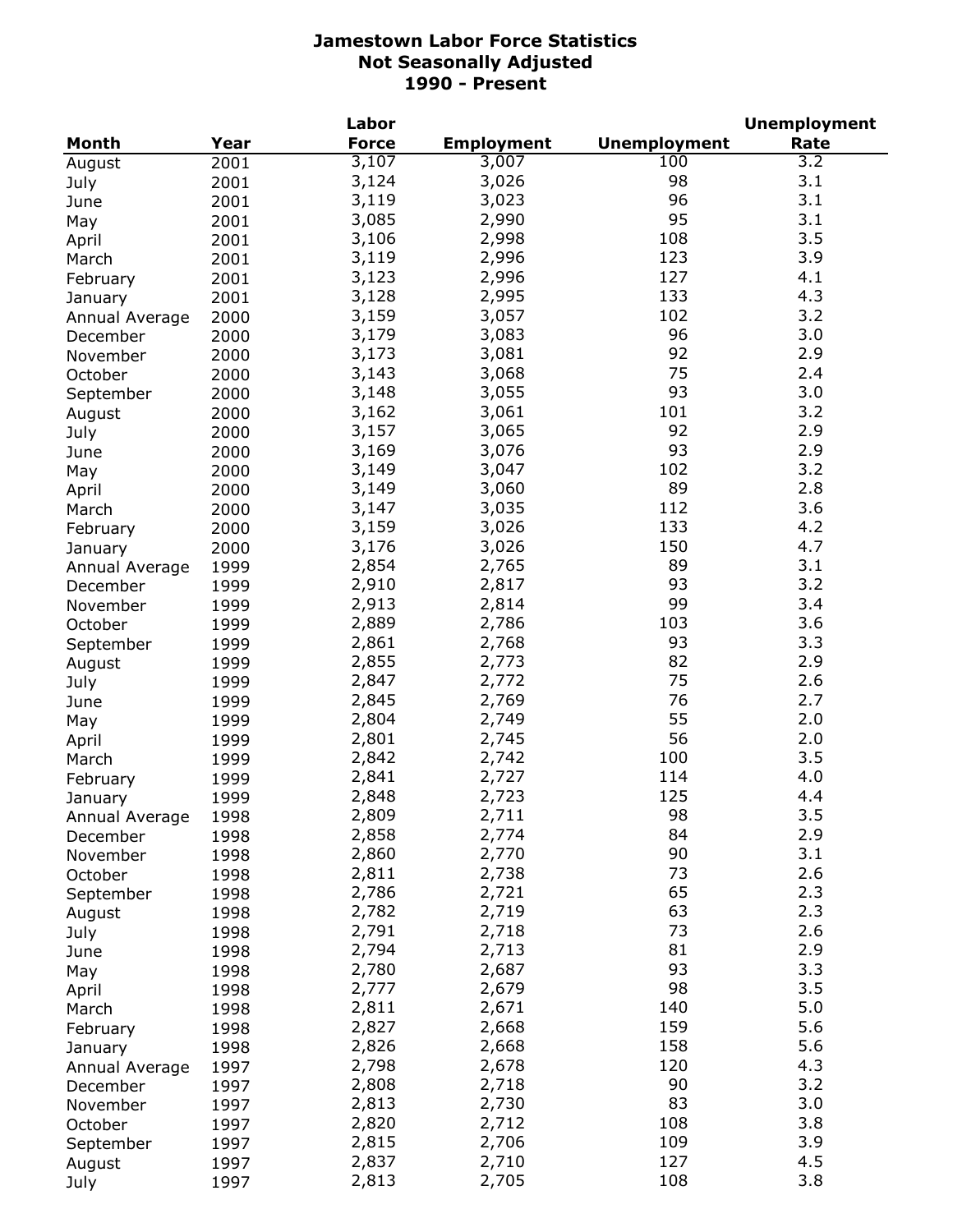# Jamestown Labor Force Statistics
## Not Seasonally Adjusted
## 1990 - Present

| Month | Year | Labor Force | Employment | Unemployment | Unemployment Rate |
|---|---|---|---|---|---|
| August | 2001 | 3,107 | 3,007 | 100 | 3.2 |
| July | 2001 | 3,124 | 3,026 | 98 | 3.1 |
| June | 2001 | 3,119 | 3,023 | 96 | 3.1 |
| May | 2001 | 3,085 | 2,990 | 95 | 3.1 |
| April | 2001 | 3,106 | 2,998 | 108 | 3.5 |
| March | 2001 | 3,119 | 2,996 | 123 | 3.9 |
| February | 2001 | 3,123 | 2,996 | 127 | 4.1 |
| January | 2001 | 3,128 | 2,995 | 133 | 4.3 |
| Annual Average | 2000 | 3,159 | 3,057 | 102 | 3.2 |
| December | 2000 | 3,179 | 3,083 | 96 | 3.0 |
| November | 2000 | 3,173 | 3,081 | 92 | 2.9 |
| October | 2000 | 3,143 | 3,068 | 75 | 2.4 |
| September | 2000 | 3,148 | 3,055 | 93 | 3.0 |
| August | 2000 | 3,162 | 3,061 | 101 | 3.2 |
| July | 2000 | 3,157 | 3,065 | 92 | 2.9 |
| June | 2000 | 3,169 | 3,076 | 93 | 2.9 |
| May | 2000 | 3,149 | 3,047 | 102 | 3.2 |
| April | 2000 | 3,149 | 3,060 | 89 | 2.8 |
| March | 2000 | 3,147 | 3,035 | 112 | 3.6 |
| February | 2000 | 3,159 | 3,026 | 133 | 4.2 |
| January | 2000 | 3,176 | 3,026 | 150 | 4.7 |
| Annual Average | 1999 | 2,854 | 2,765 | 89 | 3.1 |
| December | 1999 | 2,910 | 2,817 | 93 | 3.2 |
| November | 1999 | 2,913 | 2,814 | 99 | 3.4 |
| October | 1999 | 2,889 | 2,786 | 103 | 3.6 |
| September | 1999 | 2,861 | 2,768 | 93 | 3.3 |
| August | 1999 | 2,855 | 2,773 | 82 | 2.9 |
| July | 1999 | 2,847 | 2,772 | 75 | 2.6 |
| June | 1999 | 2,845 | 2,769 | 76 | 2.7 |
| May | 1999 | 2,804 | 2,749 | 55 | 2.0 |
| April | 1999 | 2,801 | 2,745 | 56 | 2.0 |
| March | 1999 | 2,842 | 2,742 | 100 | 3.5 |
| February | 1999 | 2,841 | 2,727 | 114 | 4.0 |
| January | 1999 | 2,848 | 2,723 | 125 | 4.4 |
| Annual Average | 1998 | 2,809 | 2,711 | 98 | 3.5 |
| December | 1998 | 2,858 | 2,774 | 84 | 2.9 |
| November | 1998 | 2,860 | 2,770 | 90 | 3.1 |
| October | 1998 | 2,811 | 2,738 | 73 | 2.6 |
| September | 1998 | 2,786 | 2,721 | 65 | 2.3 |
| August | 1998 | 2,782 | 2,719 | 63 | 2.3 |
| July | 1998 | 2,791 | 2,718 | 73 | 2.6 |
| June | 1998 | 2,794 | 2,713 | 81 | 2.9 |
| May | 1998 | 2,780 | 2,687 | 93 | 3.3 |
| April | 1998 | 2,777 | 2,679 | 98 | 3.5 |
| March | 1998 | 2,811 | 2,671 | 140 | 5.0 |
| February | 1998 | 2,827 | 2,668 | 159 | 5.6 |
| January | 1998 | 2,826 | 2,668 | 158 | 5.6 |
| Annual Average | 1997 | 2,798 | 2,678 | 120 | 4.3 |
| December | 1997 | 2,808 | 2,718 | 90 | 3.2 |
| November | 1997 | 2,813 | 2,730 | 83 | 3.0 |
| October | 1997 | 2,820 | 2,712 | 108 | 3.8 |
| September | 1997 | 2,815 | 2,706 | 109 | 3.9 |
| August | 1997 | 2,837 | 2,710 | 127 | 4.5 |
| July | 1997 | 2,813 | 2,705 | 108 | 3.8 |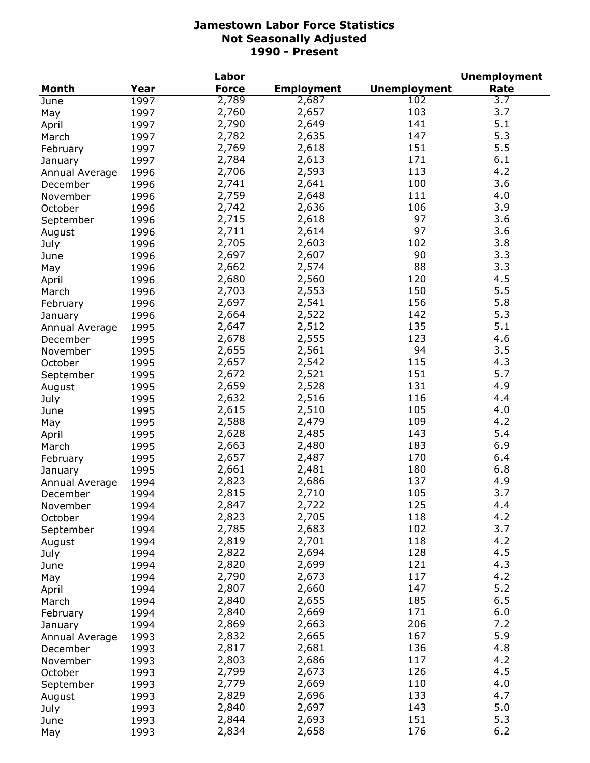# Jamestown Labor Force Statistics
## Not Seasonally Adjusted
## 1990 - Present

| Month | Year | Labor Force | Employment | Unemployment | Unemployment Rate |
|---|---|---|---|---|---|
| June | 1997 | 2,789 | 2,687 | 102 | 3.7 |
| May | 1997 | 2,760 | 2,657 | 103 | 3.7 |
| April | 1997 | 2,790 | 2,649 | 141 | 5.1 |
| March | 1997 | 2,782 | 2,635 | 147 | 5.3 |
| February | 1997 | 2,769 | 2,618 | 151 | 5.5 |
| January | 1997 | 2,784 | 2,613 | 171 | 6.1 |
| Annual Average | 1996 | 2,706 | 2,593 | 113 | 4.2 |
| December | 1996 | 2,741 | 2,641 | 100 | 3.6 |
| November | 1996 | 2,759 | 2,648 | 111 | 4.0 |
| October | 1996 | 2,742 | 2,636 | 106 | 3.9 |
| September | 1996 | 2,715 | 2,618 | 97 | 3.6 |
| August | 1996 | 2,711 | 2,614 | 97 | 3.6 |
| July | 1996 | 2,705 | 2,603 | 102 | 3.8 |
| June | 1996 | 2,697 | 2,607 | 90 | 3.3 |
| May | 1996 | 2,662 | 2,574 | 88 | 3.3 |
| April | 1996 | 2,680 | 2,560 | 120 | 4.5 |
| March | 1996 | 2,703 | 2,553 | 150 | 5.5 |
| February | 1996 | 2,697 | 2,541 | 156 | 5.8 |
| January | 1996 | 2,664 | 2,522 | 142 | 5.3 |
| Annual Average | 1995 | 2,647 | 2,512 | 135 | 5.1 |
| December | 1995 | 2,678 | 2,555 | 123 | 4.6 |
| November | 1995 | 2,655 | 2,561 | 94 | 3.5 |
| October | 1995 | 2,657 | 2,542 | 115 | 4.3 |
| September | 1995 | 2,672 | 2,521 | 151 | 5.7 |
| August | 1995 | 2,659 | 2,528 | 131 | 4.9 |
| July | 1995 | 2,632 | 2,516 | 116 | 4.4 |
| June | 1995 | 2,615 | 2,510 | 105 | 4.0 |
| May | 1995 | 2,588 | 2,479 | 109 | 4.2 |
| April | 1995 | 2,628 | 2,485 | 143 | 5.4 |
| March | 1995 | 2,663 | 2,480 | 183 | 6.9 |
| February | 1995 | 2,657 | 2,487 | 170 | 6.4 |
| January | 1995 | 2,661 | 2,481 | 180 | 6.8 |
| Annual Average | 1994 | 2,823 | 2,686 | 137 | 4.9 |
| December | 1994 | 2,815 | 2,710 | 105 | 3.7 |
| November | 1994 | 2,847 | 2,722 | 125 | 4.4 |
| October | 1994 | 2,823 | 2,705 | 118 | 4.2 |
| September | 1994 | 2,785 | 2,683 | 102 | 3.7 |
| August | 1994 | 2,819 | 2,701 | 118 | 4.2 |
| July | 1994 | 2,822 | 2,694 | 128 | 4.5 |
| June | 1994 | 2,820 | 2,699 | 121 | 4.3 |
| May | 1994 | 2,790 | 2,673 | 117 | 4.2 |
| April | 1994 | 2,807 | 2,660 | 147 | 5.2 |
| March | 1994 | 2,840 | 2,655 | 185 | 6.5 |
| February | 1994 | 2,840 | 2,669 | 171 | 6.0 |
| January | 1994 | 2,869 | 2,663 | 206 | 7.2 |
| Annual Average | 1993 | 2,832 | 2,665 | 167 | 5.9 |
| December | 1993 | 2,817 | 2,681 | 136 | 4.8 |
| November | 1993 | 2,803 | 2,686 | 117 | 4.2 |
| October | 1993 | 2,799 | 2,673 | 126 | 4.5 |
| September | 1993 | 2,779 | 2,669 | 110 | 4.0 |
| August | 1993 | 2,829 | 2,696 | 133 | 4.7 |
| July | 1993 | 2,840 | 2,697 | 143 | 5.0 |
| June | 1993 | 2,844 | 2,693 | 151 | 5.3 |
| May | 1993 | 2,834 | 2,658 | 176 | 6.2 |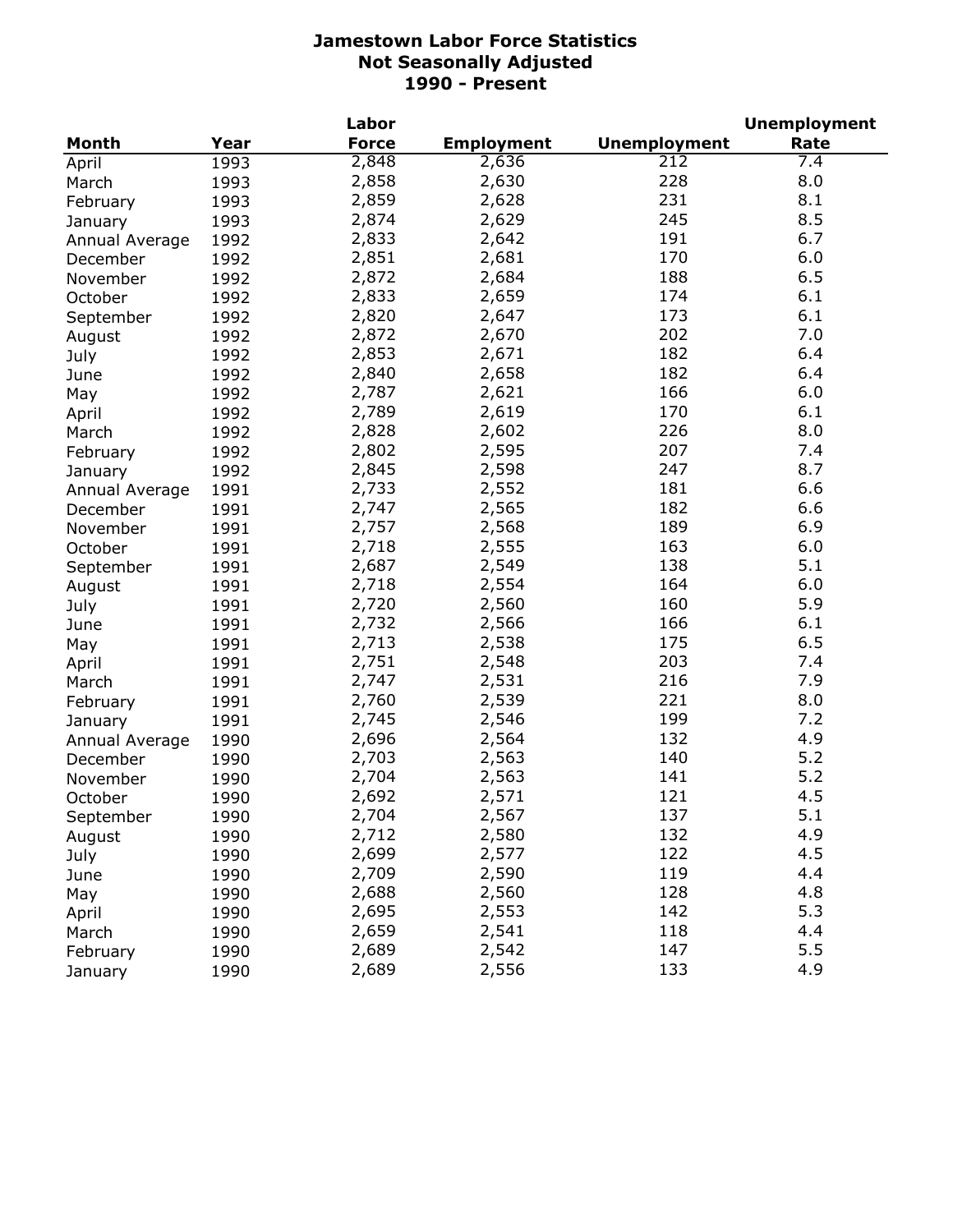# Jamestown Labor Force Statistics
## Not Seasonally Adjusted
## 1990 - Present

| Month | Year | Labor Force | Employment | Unemployment | Unemployment Rate |
|---|---|---|---|---|---|
| April | 1993 | 2,848 | 2,636 | 212 | 7.4 |
| March | 1993 | 2,858 | 2,630 | 228 | 8.0 |
| February | 1993 | 2,859 | 2,628 | 231 | 8.1 |
| January | 1993 | 2,874 | 2,629 | 245 | 8.5 |
| Annual Average | 1992 | 2,833 | 2,642 | 191 | 6.7 |
| December | 1992 | 2,851 | 2,681 | 170 | 6.0 |
| November | 1992 | 2,872 | 2,684 | 188 | 6.5 |
| October | 1992 | 2,833 | 2,659 | 174 | 6.1 |
| September | 1992 | 2,820 | 2,647 | 173 | 6.1 |
| August | 1992 | 2,872 | 2,670 | 202 | 7.0 |
| July | 1992 | 2,853 | 2,671 | 182 | 6.4 |
| June | 1992 | 2,840 | 2,658 | 182 | 6.4 |
| May | 1992 | 2,787 | 2,621 | 166 | 6.0 |
| April | 1992 | 2,789 | 2,619 | 170 | 6.1 |
| March | 1992 | 2,828 | 2,602 | 226 | 8.0 |
| February | 1992 | 2,802 | 2,595 | 207 | 7.4 |
| January | 1992 | 2,845 | 2,598 | 247 | 8.7 |
| Annual Average | 1991 | 2,733 | 2,552 | 181 | 6.6 |
| December | 1991 | 2,747 | 2,565 | 182 | 6.6 |
| November | 1991 | 2,757 | 2,568 | 189 | 6.9 |
| October | 1991 | 2,718 | 2,555 | 163 | 6.0 |
| September | 1991 | 2,687 | 2,549 | 138 | 5.1 |
| August | 1991 | 2,718 | 2,554 | 164 | 6.0 |
| July | 1991 | 2,720 | 2,560 | 160 | 5.9 |
| June | 1991 | 2,732 | 2,566 | 166 | 6.1 |
| May | 1991 | 2,713 | 2,538 | 175 | 6.5 |
| April | 1991 | 2,751 | 2,548 | 203 | 7.4 |
| March | 1991 | 2,747 | 2,531 | 216 | 7.9 |
| February | 1991 | 2,760 | 2,539 | 221 | 8.0 |
| January | 1991 | 2,745 | 2,546 | 199 | 7.2 |
| Annual Average | 1990 | 2,696 | 2,564 | 132 | 4.9 |
| December | 1990 | 2,703 | 2,563 | 140 | 5.2 |
| November | 1990 | 2,704 | 2,563 | 141 | 5.2 |
| October | 1990 | 2,692 | 2,571 | 121 | 4.5 |
| September | 1990 | 2,704 | 2,567 | 137 | 5.1 |
| August | 1990 | 2,712 | 2,580 | 132 | 4.9 |
| July | 1990 | 2,699 | 2,577 | 122 | 4.5 |
| June | 1990 | 2,709 | 2,590 | 119 | 4.4 |
| May | 1990 | 2,688 | 2,560 | 128 | 4.8 |
| April | 1990 | 2,695 | 2,553 | 142 | 5.3 |
| March | 1990 | 2,659 | 2,541 | 118 | 4.4 |
| February | 1990 | 2,689 | 2,542 | 147 | 5.5 |
| January | 1990 | 2,689 | 2,556 | 133 | 4.9 |